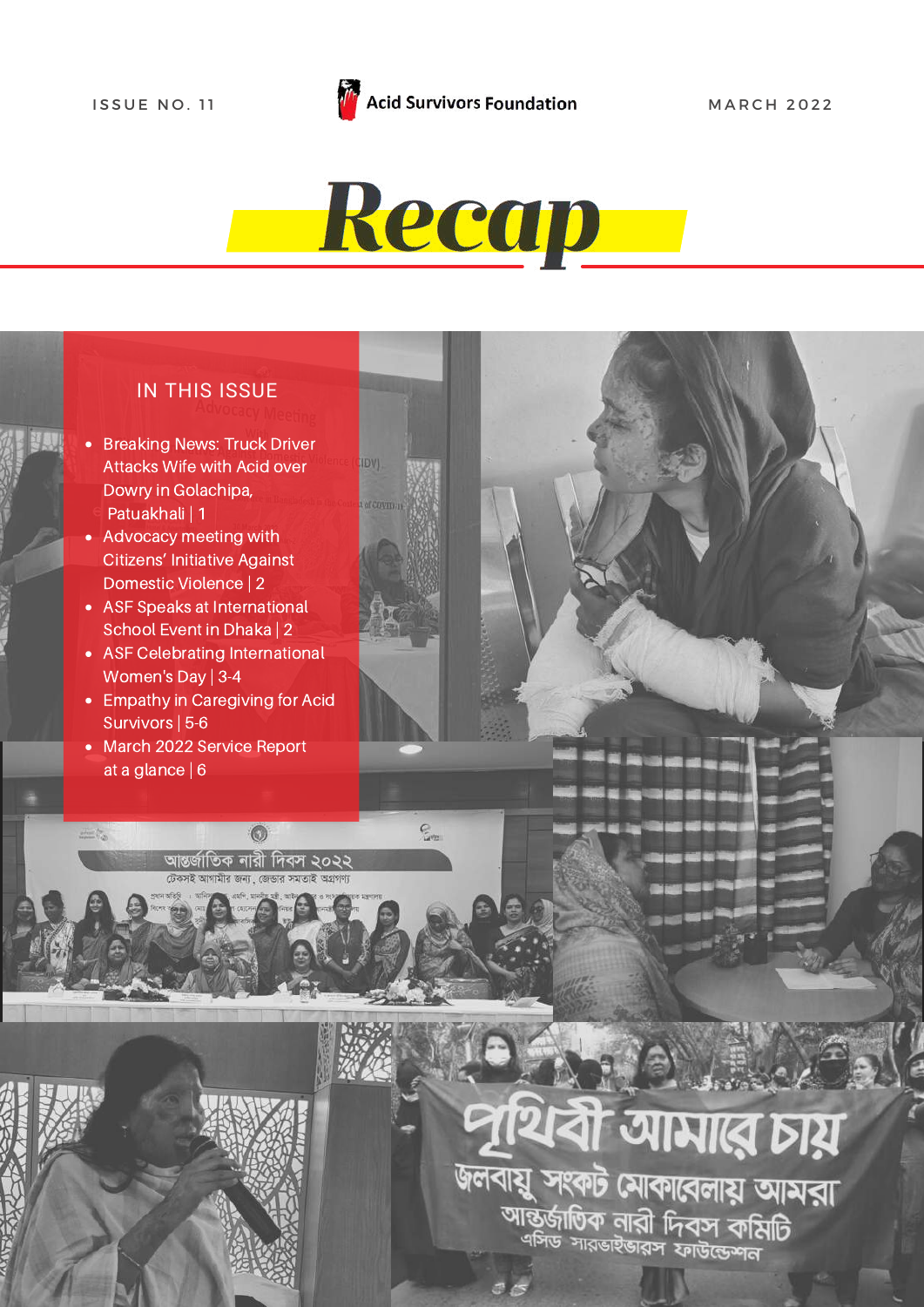ISSUE NO. 11

Acid Survivors Foundation

MARCH 2022

# Recap

## IN THIS ISSUE

- Breaking News: Truck Driver Attacks Wife with Acid over Dowry in Golachipa, Patuakhali | 1
- Advocacy meeting with Citizens' Initiative Against Domestic Violence | 2
- ASF Speaks at International School Event in Dhaka | 2
- ASF Celebrating International Women's Day | 3-4
- Empathy in Caregiving for Acid Survivors | 5-6
- March 2022 Service Report at a glance | 6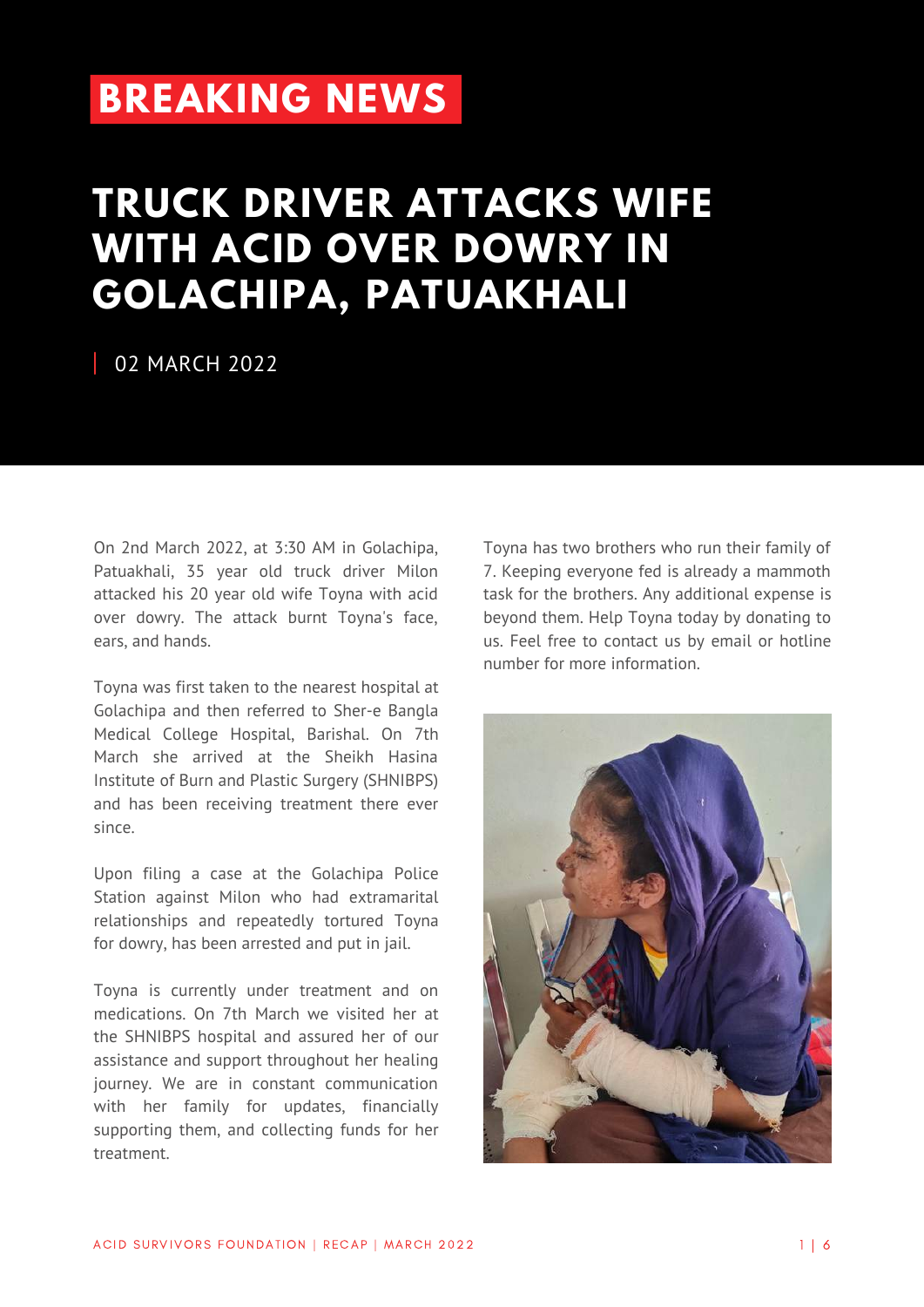**BREAKING NEWS**

# TRUCK DRIVER ATTACKS WIFE WITH ACID OVER DOWRY IN GOLACHIPA, PATUAKHALI

02 MARCH 2022

On 2nd March 2022, at 3:30 AM in Golachipa, Patuakhali, 35 year old truck driver Milon attacked his 20 year old wife Toyna with acid over dowry. The attack burnt Toyna's face, ears, and hands.

Toyna was first taken to the nearest hospital at Golachipa and then referred to Sher-e Bangla Medical College Hospital, Barishal. On 7th March she arrived at the Sheikh Hasina Institute of Burn and Plastic Surgery (SHNIBPS) and has been receiving treatment there ever since.

Upon filing a case at the Golachipa Police Station against Milon who had extramarital relationships and repeatedly tortured Toyna for dowry, has been arrested and put in jail.

Toyna is currently under treatment and on medications. On 7th March we visited her at the SHNIBPS hospital and assured her of our assistance and support throughout her healing journey. We are in constant communication with her family for updates, financially supporting them, and collecting funds for her treatment.

Toyna has two brothers who run their family of 7. Keeping everyone fed is already a mammoth task for the brothers. Any additional expense is beyond them. Help Toyna today by donating to us. Feel free to contact us by email or hotline number for more information.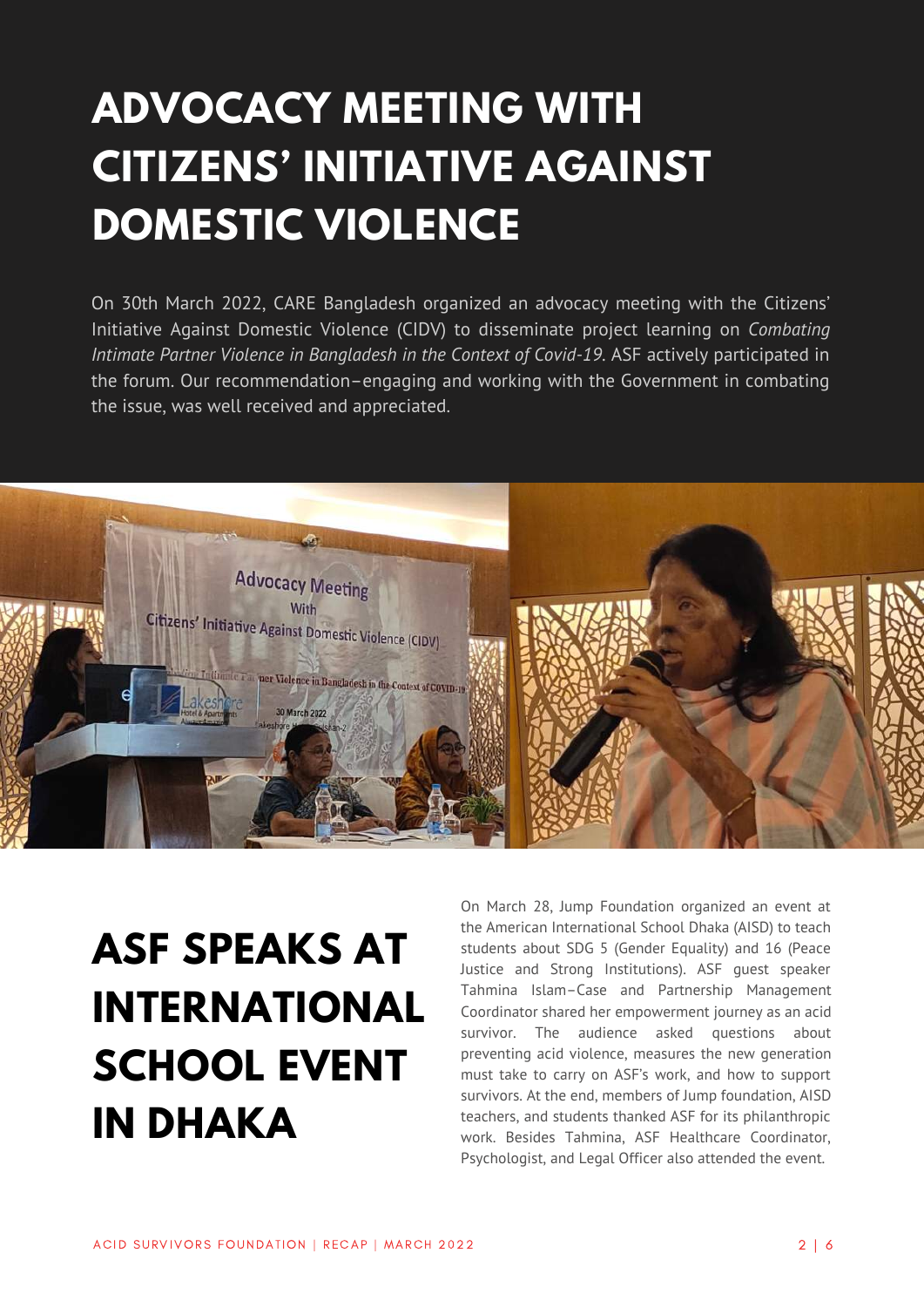# ADVOCACY MEETING WITH CITIZENS' INITIATIVE AGAINST DOMESTIC VIOLENCE

On 30th March 2022, CARE Bangladesh organized an advocacy meeting with the Citizens' Initiative Against Domestic Violence (CIDV) to disseminate project learning on *Combating Intimate Partner Violence in Bangladesh in the Context of Covid-19*. ASF actively participated in the forum. Our recommendation–engaging and working with the Government in combating the issue, was well received and appreciated.

# ASF SPEAKS AT INTERNATIONAL SCHOOL EVENT IN DHAKA

On March 28, Jump Foundation organized an event at the American International School Dhaka (AISD) to teach students about SDG 5 (Gender Equality) and 16 (Peace Justice and Strong Institutions). ASF guest speaker Tahmina Islam–Case and Partnership Management Coordinator shared her empowerment journey as an acid survivor. The audience asked questions about preventing acid violence, measures the new generation must take to carry on ASF's work, and how to support survivors. At the end, members of Jump foundation, AISD teachers, and students thanked ASF for its philanthropic work. Besides Tahmina, ASF Healthcare Coordinator, Psychologist, and Legal Officer also attended the event.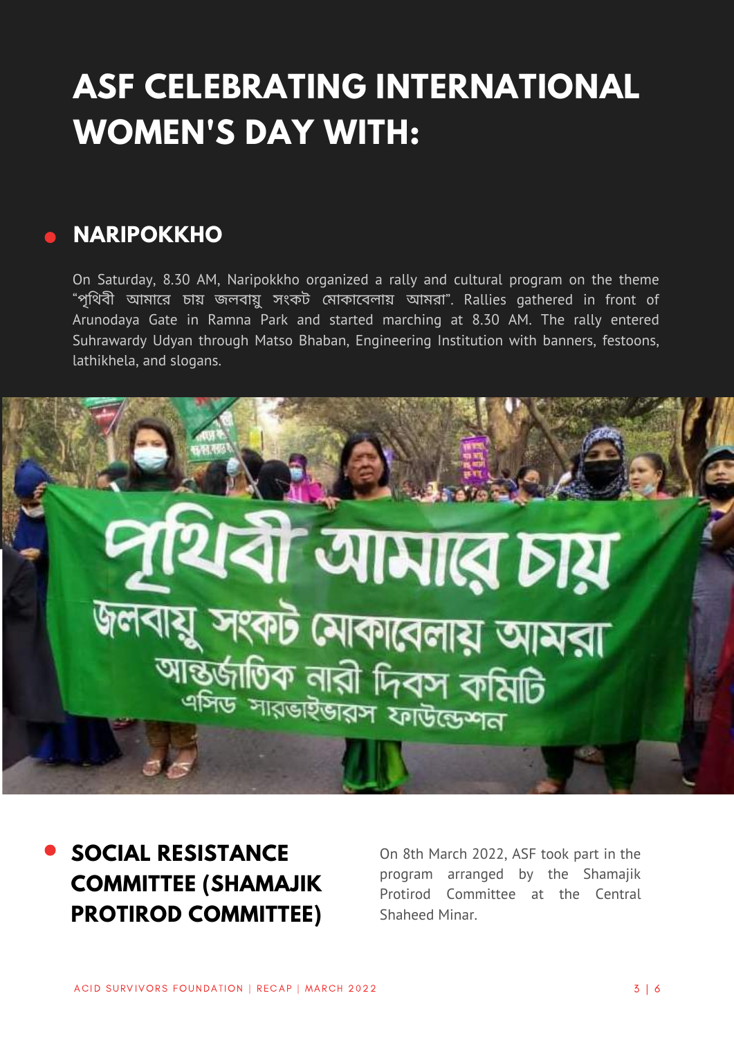# ASF CELEBRATING INTERNATIONAL WOMEN'S DAY WITH:

## NARIPOKKHO

On Saturday, 8.30 AM, Naripokkho organized a rally and cultural program on the theme "পৃথিবী আমারে চায় জলবায়ু সংকট মোকাবেলায় আমরা". Rallies gathered in front of Arunodaya Gate in Ramna Park and started marching at 8.30 AM. The rally entered Suhrawardy Udyan through Matso Bhaban, Engineering Institution with banners, festoons, lathikhela, and slogans.

## SOCIAL RESISTANCE COMMITTEE (SHAMAJIK PROTIROD COMMITTEE)

On 8th March 2022, ASF took part in the program arranged by the Shamajik Protirod Committee at the Central Shaheed Minar.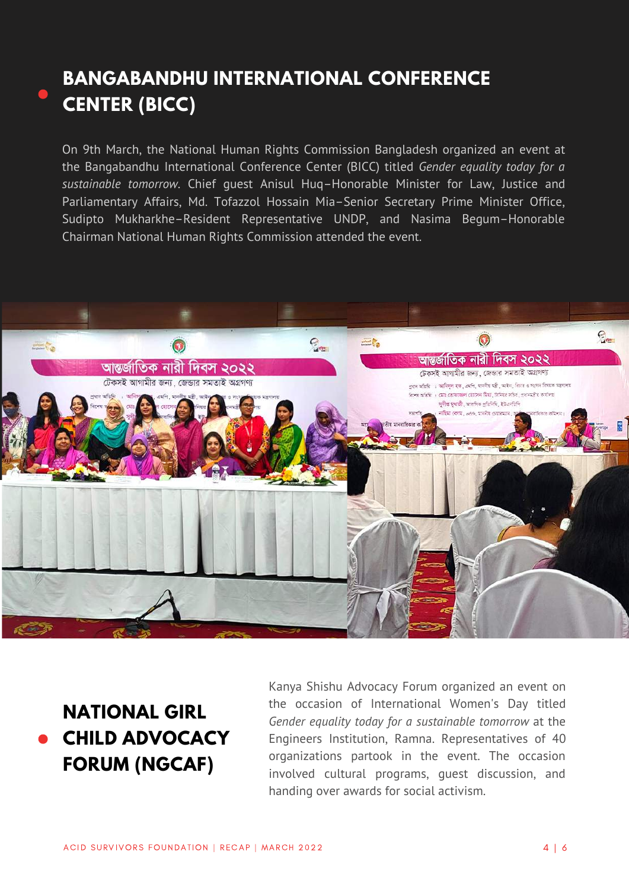## BANGABANDHU INTERNATIONAL CONFERENCE CENTER (BICC)

On 9th March, the National Human Rights Commission Bangladesh organized an event at the Bangabandhu International Conference Center (BICC) titled *Gender equality today for a sustainable tomorrow*. Chief guest Anisul Huq–Honorable Minister for Law, Justice and Parliamentary Affairs, Md. Tofazzol Hossain Mia–Senior Secretary Prime Minister Office, Sudipto Mukharkhe–Resident Representative UNDP, and Nasima Begum–Honorable Chairman National Human Rights Commission attended the event.

## NATIONAL GIRL CHILD ADVOCACY FORUM (NGCAF)

Kanya Shishu Advocacy Forum organized an event on the occasion of International Women's Day titled *Gender equality today for a sustainable tomorrow* at the Engineers Institution, Ramna. Representatives of 40 organizations partook in the event. The occasion involved cultural programs, guest discussion, and handing over awards for social activism.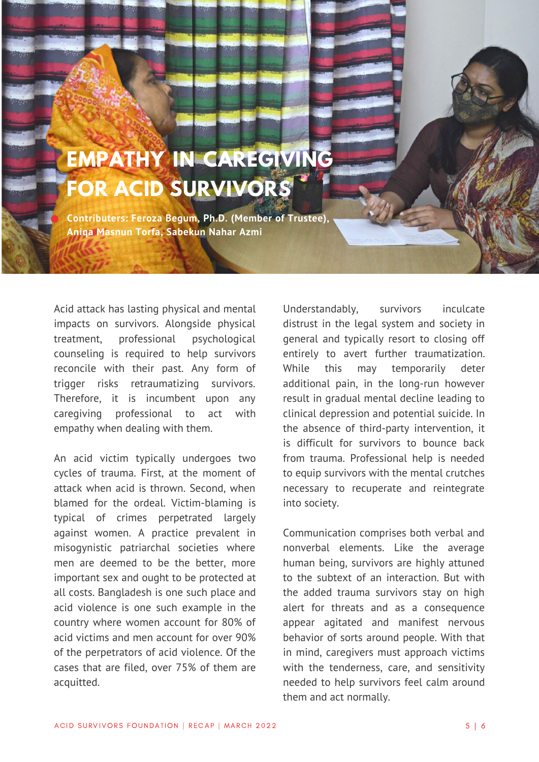# EMPATHY IN CAREGIVING FOR ACID SURVIVORS

**Contributers: Feroza Begum, Ph.D. (Member of Trustee), Aniqa Masnun Torfa, Sabekun Nahar Azmi**

Acid attack has lasting physical and mental impacts on survivors. Alongside physical treatment, professional psychological counseling is required to help survivors reconcile with their past. Any form of trigger risks retraumatizing survivors. Therefore, it is incumbent upon any caregiving professional to act with empathy when dealing with them.

An acid victim typically undergoes two cycles of trauma. First, at the moment of attack when acid is thrown. Second, when blamed for the ordeal. Victim-blaming is typical of crimes perpetrated largely against women. A practice prevalent in misogynistic patriarchal societies where men are deemed to be the better, more important sex and ought to be protected at all costs. Bangladesh is one such place and acid violence is one such example in the country where women account for 80% of acid victims and men account for over 90% of the perpetrators of acid violence. Of the cases that are filed, over 75% of them are acquitted.

Understandably, survivors inculcate distrust in the legal system and society in general and typically resort to closing off entirely to avert further traumatization. While this may temporarily deter additional pain, in the long-run however result in gradual mental decline leading to clinical depression and potential suicide. In the absence of third-party intervention, it is difficult for survivors to bounce back from trauma. Professional help is needed to equip survivors with the mental crutches necessary to recuperate and reintegrate into society.

Communication comprises both verbal and nonverbal elements. Like the average human being, survivors are highly attuned to the subtext of an interaction. But with the added trauma survivors stay on high alert for threats and as a consequence appear agitated and manifest nervous behavior of sorts around people. With that in mind, caregivers must approach victims with the tenderness, care, and sensitivity needed to help survivors feel calm around them and act normally.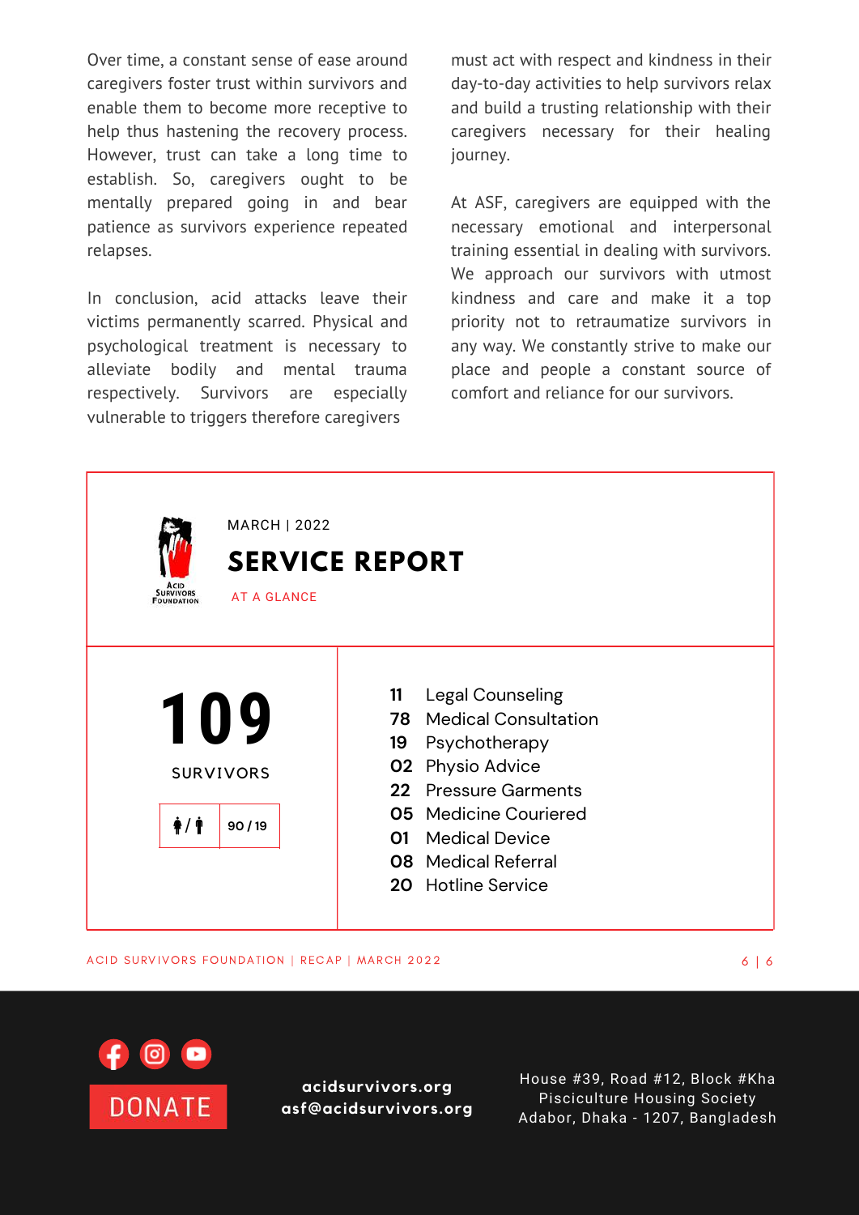Over time, a constant sense of ease around caregivers foster trust within survivors and enable them to become more receptive to help thus hastening the recovery process. However, trust can take a long time to establish. So, caregivers ought to be mentally prepared going in and bear patience as survivors experience repeated relapses.

In conclusion, acid attacks leave their victims permanently scarred. Physical and psychological treatment is necessary to alleviate bodily and mental trauma respectively. Survivors are especially vulnerable to triggers therefore caregivers must act with respect and kindness in their day-to-day activities to help survivors relax and build a trusting relationship with their caregivers necessary for their healing journey.

At ASF, caregivers are equipped with the necessary emotional and interpersonal training essential in dealing with survivors. We approach our survivors with utmost kindness and care and make it a top priority not to retraumatize survivors in any way. We constantly strive to make our place and people a constant source of comfort and reliance for our survivors.

MARCH | 2022

## SERVICE REPORT

AT A GLANCE

**109**

SURVIVORS

| | |
|---|---|
| ♀ / ♂ | 90 / 19 |

- **11** Legal Counseling
- **78** Medical Consultation
- **19** Psychotherapy
- **02** Physio Advice
- **22** Pressure Garments
- **05** Medicine Couriered
- **01** Medical Device
- **08** Medical Referral
- **20** Hotline Service

DONATE

**acidsurvivors.org**
**asf@acidsurvivors.org**

House #39, Road #12, Block #Kha
Pisciculture Housing Society
Adabor, Dhaka - 1207, Bangladesh